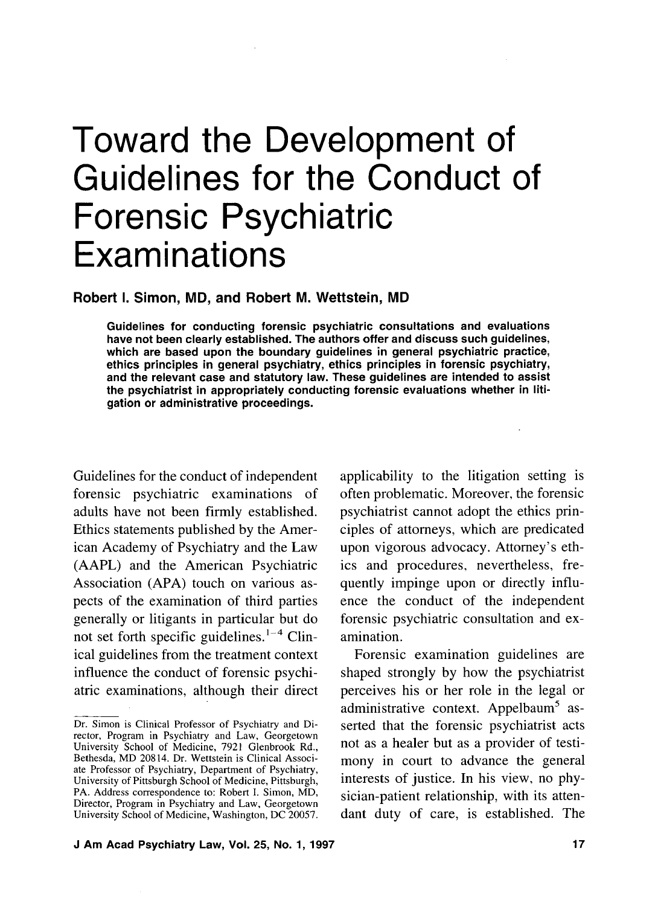# Toward the Development of Guidelines for the Conduct of Forensic Psychiatric Examinations

**Robert I. Simon, MD, and Robert M. Wettstein, MD**

**Guidelines for conducting forensic psychiatric consultations and evaluations have not been clearly established. The authors offer and discuss such guidelines, which are based upon the boundary guidelines in general psychiatric practice, ethics principles in general psychiatry, ethics principles in forensic psychiatry, and the relevant case and statutory law. These guidelines are intended to assist the psychiatrist in appropriately conducting forensic evaluations whether in litigation or administrative proceedings.**

Guidelines for the conduct of independent forensic psychiatric examinations of adults have not been firmly established. Ethics statements published by the American Academy of Psychiatry and the Law (AAPL) and the American Psychiatric Association (APA) touch on various aspects of the examination of third parties generally or litigants in particular but do not set forth specific guidelines.[1–4] Clinical guidelines from the treatment context influence the conduct of forensic psychiatric examinations, although their direct applicability to the litigation setting is often problematic. Moreover, the forensic psychiatrist cannot adopt the ethics principles of attorneys, which are predicated upon vigorous advocacy. Attorney's ethics and procedures, nevertheless, frequently impinge upon or directly influence the conduct of the independent forensic psychiatric consultation and examination.

Forensic examination guidelines are shaped strongly by how the psychiatrist perceives his or her role in the legal or administrative context. Appelbaum[5] asserted that the forensic psychiatrist acts not as a healer but as a provider of testimony in court to advance the general interests of justice. In his view, no physician-patient relationship, with its attendant duty of care, is established. The

Dr. Simon is Clinical Professor of Psychiatry and Director, Program in Psychiatry and Law, Georgetown University School of Medicine, 7921 Glenbrook Rd., Bethesda, MD 20814. Dr. Wettstein is Clinical Associate Professor of Psychiatry, Department of Psychiatry, University of Pittsburgh School of Medicine, Pittsburgh, PA. Address correspondence to: Robert I. Simon, MD, Director, Program in Psychiatry and Law, Georgetown University School of Medicine, Washington, DC 20057.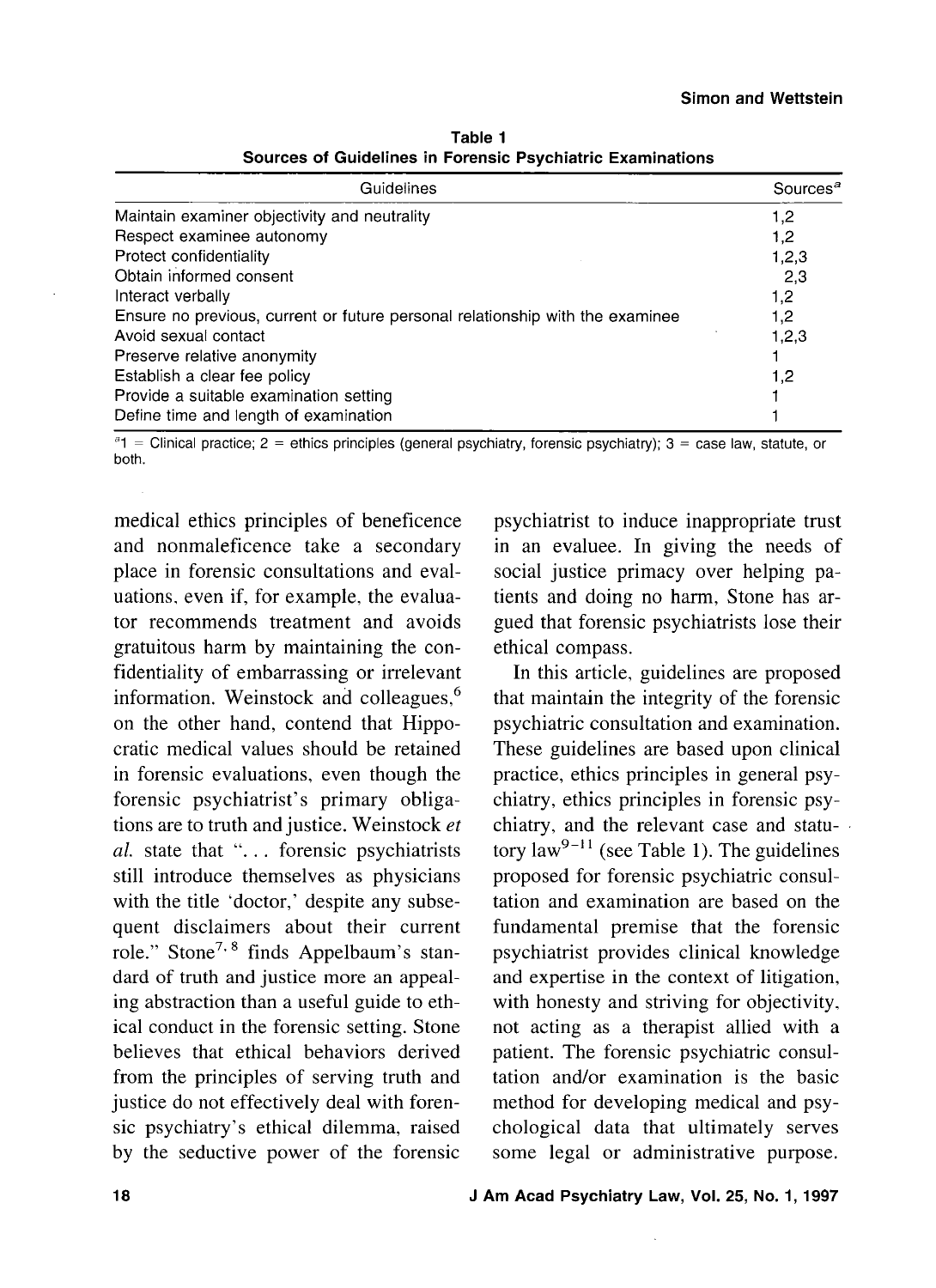Table 1
Sources of Guidelines in Forensic Psychiatric Examinations

| Guidelines | Sources[a] |
| --- | --- |
| Maintain examiner objectivity and neutrality | 1,2 |
| Respect examinee autonomy | 1,2 |
| Protect confidentiality | 1,2,3 |
| Obtain informed consent | 2,3 |
| Interact verbally | 1,2 |
| Ensure no previous, current or future personal relationship with the examinee | 1,2 |
| Avoid sexual contact | 1,2,3 |
| Preserve relative anonymity | 1 |
| Establish a clear fee policy | 1,2 |
| Provide a suitable examination setting | 1 |
| Define time and length of examination | 1 |

[a] 1 = Clinical practice; 2 = ethics principles (general psychiatry, forensic psychiatry); 3 = case law, statute, or both.

medical ethics principles of beneficence and nonmaleficence take a secondary place in forensic consultations and evaluations, even if, for example, the evaluator recommends treatment and avoids gratuitous harm by maintaining the confidentiality of embarrassing or irrelevant information. Weinstock and colleagues,[6] on the other hand, contend that Hippocratic medical values should be retained in forensic evaluations, even though the forensic psychiatrist's primary obligations are to truth and justice. Weinstock *et al.* state that "... forensic psychiatrists still introduce themselves as physicians with the title 'doctor,' despite any subsequent disclaimers about their current role." Stone[7,8] finds Appelbaum's standard of truth and justice more an appealing abstraction than a useful guide to ethical conduct in the forensic setting. Stone believes that ethical behaviors derived from the principles of serving truth and justice do not effectively deal with forensic psychiatry's ethical dilemma, raised by the seductive power of the forensic psychiatrist to induce inappropriate trust in an evaluee. In giving the needs of social justice primacy over helping patients and doing no harm, Stone has argued that forensic psychiatrists lose their ethical compass.

In this article, guidelines are proposed that maintain the integrity of the forensic psychiatric consultation and examination. These guidelines are based upon clinical practice, ethics principles in general psychiatry, ethics principles in forensic psychiatry, and the relevant case and statutory law[9–11] (see Table 1). The guidelines proposed for forensic psychiatric consultation and examination are based on the fundamental premise that the forensic psychiatrist provides clinical knowledge and expertise in the context of litigation, with honesty and striving for objectivity, not acting as a therapist allied with a patient. The forensic psychiatric consultation and/or examination is the basic method for developing medical and psychological data that ultimately serves some legal or administrative purpose.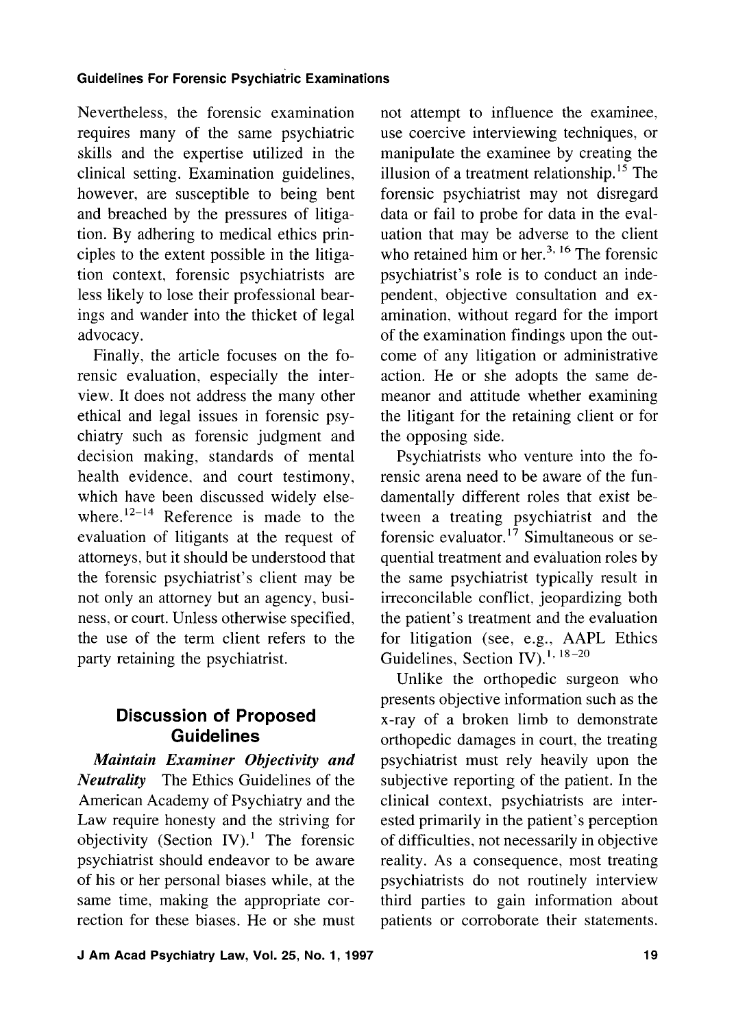Nevertheless, the forensic examination requires many of the same psychiatric skills and the expertise utilized in the clinical setting. Examination guidelines, however, are susceptible to being bent and breached by the pressures of litigation. By adhering to medical ethics principles to the extent possible in the litigation context, forensic psychiatrists are less likely to lose their professional bearings and wander into the thicket of legal advocacy.

Finally, the article focuses on the forensic evaluation, especially the interview. It does not address the many other ethical and legal issues in forensic psychiatry such as forensic judgment and decision making, standards of mental health evidence, and court testimony, which have been discussed widely elsewhere.[12–14] Reference is made to the evaluation of litigants at the request of attorneys, but it should be understood that the forensic psychiatrist's client may be not only an attorney but an agency, business, or court. Unless otherwise specified, the use of the term client refers to the party retaining the psychiatrist.

## Discussion of Proposed Guidelines

***Maintain Examiner Objectivity and Neutrality*** The Ethics Guidelines of the American Academy of Psychiatry and the Law require honesty and the striving for objectivity (Section IV).[1] The forensic psychiatrist should endeavor to be aware of his or her personal biases while, at the same time, making the appropriate correction for these biases. He or she must not attempt to influence the examinee, use coercive interviewing techniques, or manipulate the examinee by creating the illusion of a treatment relationship.[15] The forensic psychiatrist may not disregard data or fail to probe for data in the evaluation that may be adverse to the client who retained him or her.[3, 16] The forensic psychiatrist's role is to conduct an independent, objective consultation and examination, without regard for the import of the examination findings upon the outcome of any litigation or administrative action. He or she adopts the same demeanor and attitude whether examining the litigant for the retaining client or for the opposing side.

Psychiatrists who venture into the forensic arena need to be aware of the fundamentally different roles that exist between a treating psychiatrist and the forensic evaluator.[17] Simultaneous or sequential treatment and evaluation roles by the same psychiatrist typically result in irreconcilable conflict, jeopardizing both the patient's treatment and the evaluation for litigation (see, e.g., AAPL Ethics Guidelines, Section IV).[1, 18–20]

Unlike the orthopedic surgeon who presents objective information such as the x-ray of a broken limb to demonstrate orthopedic damages in court, the treating psychiatrist must rely heavily upon the subjective reporting of the patient. In the clinical context, psychiatrists are interested primarily in the patient's perception of difficulties, not necessarily in objective reality. As a consequence, most treating psychiatrists do not routinely interview third parties to gain information about patients or corroborate their statements.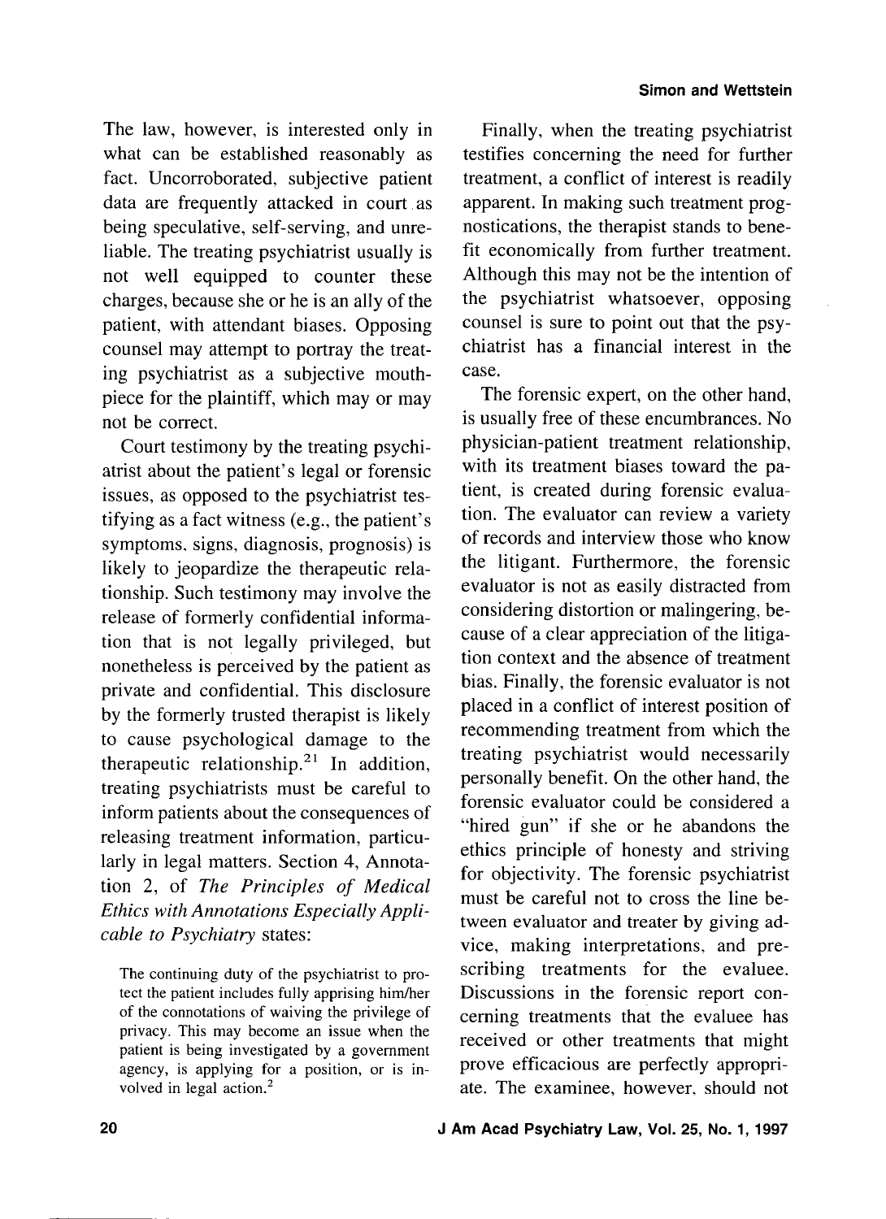The law, however, is interested only in what can be established reasonably as fact. Uncorroborated, subjective patient data are frequently attacked in court as being speculative, self-serving, and unreliable. The treating psychiatrist usually is not well equipped to counter these charges, because she or he is an ally of the patient, with attendant biases. Opposing counsel may attempt to portray the treating psychiatrist as a subjective mouthpiece for the plaintiff, which may or may not be correct.

Court testimony by the treating psychiatrist about the patient's legal or forensic issues, as opposed to the psychiatrist testifying as a fact witness (e.g., the patient's symptoms, signs, diagnosis, prognosis) is likely to jeopardize the therapeutic relationship. Such testimony may involve the release of formerly confidential information that is not legally privileged, but nonetheless is perceived by the patient as private and confidential. This disclosure by the formerly trusted therapist is likely to cause psychological damage to the therapeutic relationship.[21] In addition, treating psychiatrists must be careful to inform patients about the consequences of releasing treatment information, particularly in legal matters. Section 4, Annotation 2, of *The Principles of Medical Ethics with Annotations Especially Applicable to Psychiatry* states:

> The continuing duty of the psychiatrist to protect the patient includes fully apprising him/her of the connotations of waiving the privilege of privacy. This may become an issue when the patient is being investigated by a government agency, is applying for a position, or is involved in legal action.[2]

Finally, when the treating psychiatrist testifies concerning the need for further treatment, a conflict of interest is readily apparent. In making such treatment prognostications, the therapist stands to benefit economically from further treatment. Although this may not be the intention of the psychiatrist whatsoever, opposing counsel is sure to point out that the psychiatrist has a financial interest in the case.

The forensic expert, on the other hand, is usually free of these encumbrances. No physician-patient treatment relationship, with its treatment biases toward the patient, is created during forensic evaluation. The evaluator can review a variety of records and interview those who know the litigant. Furthermore, the forensic evaluator is not as easily distracted from considering distortion or malingering, because of a clear appreciation of the litigation context and the absence of treatment bias. Finally, the forensic evaluator is not placed in a conflict of interest position of recommending treatment from which the treating psychiatrist would necessarily personally benefit. On the other hand, the forensic evaluator could be considered a "hired gun" if she or he abandons the ethics principle of honesty and striving for objectivity. The forensic psychiatrist must be careful not to cross the line between evaluator and treater by giving advice, making interpretations, and prescribing treatments for the evaluee. Discussions in the forensic report concerning treatments that the evaluee has received or other treatments that might prove efficacious are perfectly appropriate. The examinee, however, should not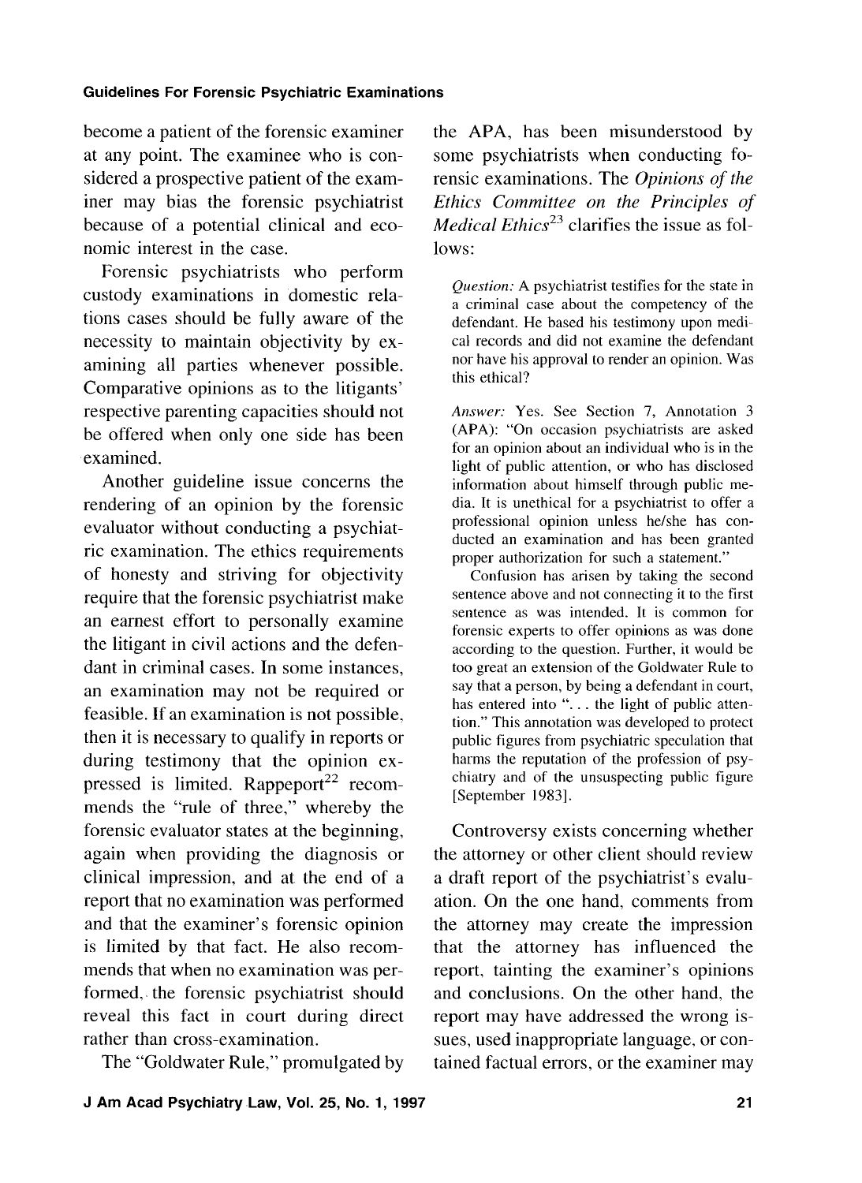become a patient of the forensic examiner at any point. The examinee who is considered a prospective patient of the examiner may bias the forensic psychiatrist because of a potential clinical and economic interest in the case.

Forensic psychiatrists who perform custody examinations in domestic relations cases should be fully aware of the necessity to maintain objectivity by examining all parties whenever possible. Comparative opinions as to the litigants' respective parenting capacities should not be offered when only one side has been examined.

Another guideline issue concerns the rendering of an opinion by the forensic evaluator without conducting a psychiatric examination. The ethics requirements of honesty and striving for objectivity require that the forensic psychiatrist make an earnest effort to personally examine the litigant in civil actions and the defendant in criminal cases. In some instances, an examination may not be required or feasible. If an examination is not possible, then it is necessary to qualify in reports or during testimony that the opinion expressed is limited. Rappeport[22] recommends the "rule of three," whereby the forensic evaluator states at the beginning, again when providing the diagnosis or clinical impression, and at the end of a report that no examination was performed and that the examiner's forensic opinion is limited by that fact. He also recommends that when no examination was performed, the forensic psychiatrist should reveal this fact in court during direct rather than cross-examination.

The "Goldwater Rule," promulgated by the APA, has been misunderstood by some psychiatrists when conducting forensic examinations. The *Opinions of the Ethics Committee on the Principles of Medical Ethics*[23] clarifies the issue as follows:

> *Question:* A psychiatrist testifies for the state in a criminal case about the competency of the defendant. He based his testimony upon medical records and did not examine the defendant nor have his approval to render an opinion. Was this ethical?
>
> *Answer:* Yes. See Section 7, Annotation 3 (APA): "On occasion psychiatrists are asked for an opinion about an individual who is in the light of public attention, or who has disclosed information about himself through public media. It is unethical for a psychiatrist to offer a professional opinion unless he/she has conducted an examination and has been granted proper authorization for such a statement."
>
> Confusion has arisen by taking the second sentence above and not connecting it to the first sentence as was intended. It is common for forensic experts to offer opinions as was done according to the question. Further, it would be too great an extension of the Goldwater Rule to say that a person, by being a defendant in court, has entered into "... the light of public attention." This annotation was developed to protect public figures from psychiatric speculation that harms the reputation of the profession of psychiatry and of the unsuspecting public figure [September 1983].

Controversy exists concerning whether the attorney or other client should review a draft report of the psychiatrist's evaluation. On the one hand, comments from the attorney may create the impression that the attorney has influenced the report, tainting the examiner's opinions and conclusions. On the other hand, the report may have addressed the wrong issues, used inappropriate language, or contained factual errors, or the examiner may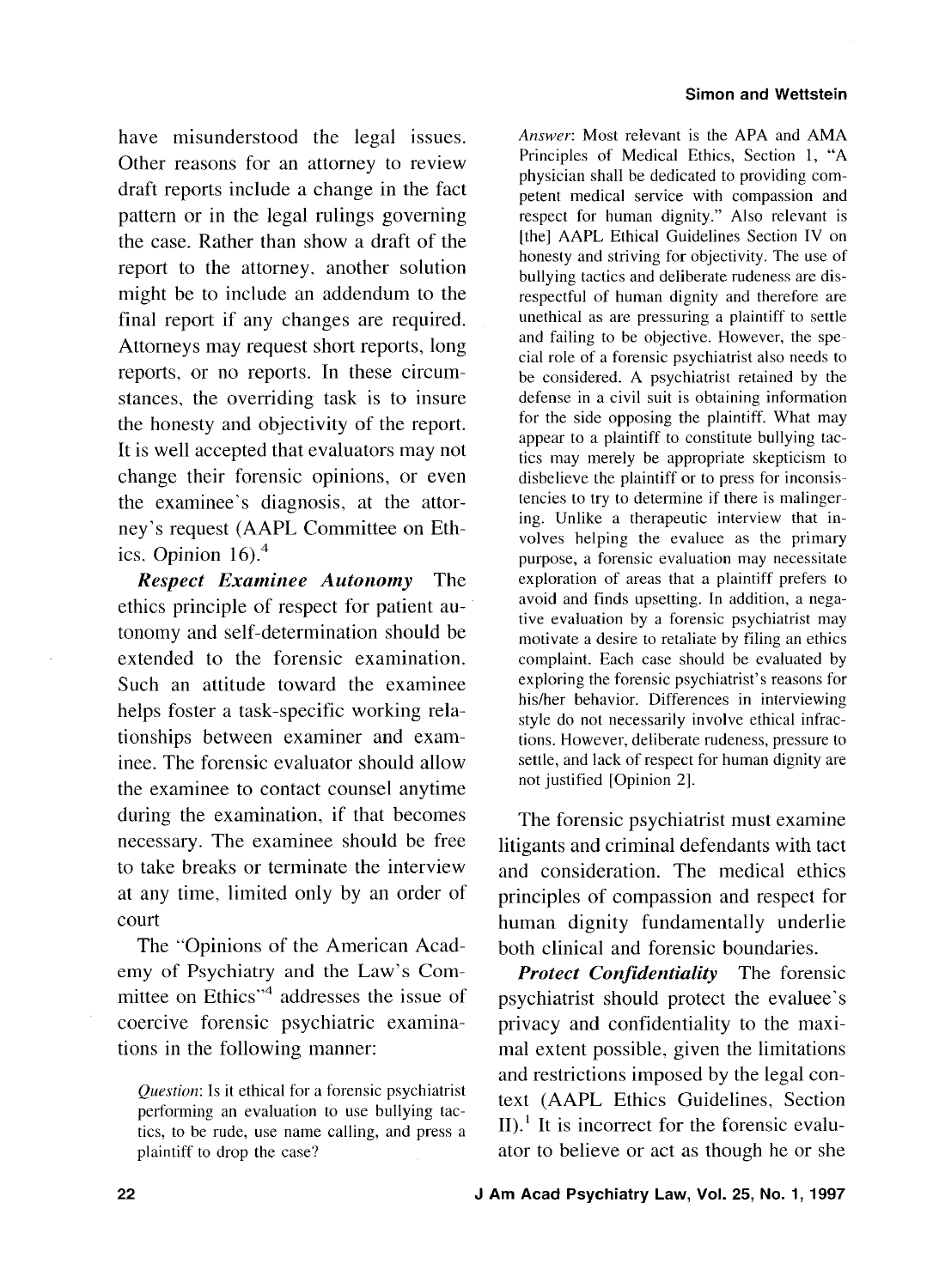have misunderstood the legal issues. Other reasons for an attorney to review draft reports include a change in the fact pattern or in the legal rulings governing the case. Rather than show a draft of the report to the attorney, another solution might be to include an addendum to the final report if any changes are required. Attorneys may request short reports, long reports, or no reports. In these circumstances, the overriding task is to insure the honesty and objectivity of the report. It is well accepted that evaluators may not change their forensic opinions, or even the examinee's diagnosis, at the attorney's request (AAPL Committee on Ethics. Opinion 16).[4]

***Respect Examinee Autonomy*** The ethics principle of respect for patient autonomy and self-determination should be extended to the forensic examination. Such an attitude toward the examinee helps foster a task-specific working relationships between examiner and examinee. The forensic evaluator should allow the examinee to contact counsel anytime during the examination, if that becomes necessary. The examinee should be free to take breaks or terminate the interview at any time, limited only by an order of court

The "Opinions of the American Academy of Psychiatry and the Law's Committee on Ethics"[4] addresses the issue of coercive forensic psychiatric examinations in the following manner:

> *Question*: Is it ethical for a forensic psychiatrist performing an evaluation to use bullying tactics, to be rude, use name calling, and press a plaintiff to drop the case?
>
> *Answer*: Most relevant is the APA and AMA Principles of Medical Ethics, Section 1, "A physician shall be dedicated to providing competent medical service with compassion and respect for human dignity." Also relevant is [the] AAPL Ethical Guidelines Section IV on honesty and striving for objectivity. The use of bullying tactics and deliberate rudeness are disrespectful of human dignity and therefore are unethical as are pressuring a plaintiff to settle and failing to be objective. However, the special role of a forensic psychiatrist also needs to be considered. A psychiatrist retained by the defense in a civil suit is obtaining information for the side opposing the plaintiff. What may appear to a plaintiff to constitute bullying tactics may merely be appropriate skepticism to disbelieve the plaintiff or to press for inconsistencies to try to determine if there is malingering. Unlike a therapeutic interview that involves helping the evaluee as the primary purpose, a forensic evaluation may necessitate exploration of areas that a plaintiff prefers to avoid and finds upsetting. In addition, a negative evaluation by a forensic psychiatrist may motivate a desire to retaliate by filing an ethics complaint. Each case should be evaluated by exploring the forensic psychiatrist's reasons for his/her behavior. Differences in interviewing style do not necessarily involve ethical infractions. However, deliberate rudeness, pressure to settle, and lack of respect for human dignity are not justified [Opinion 2].

The forensic psychiatrist must examine litigants and criminal defendants with tact and consideration. The medical ethics principles of compassion and respect for human dignity fundamentally underlie both clinical and forensic boundaries.

***Protect Confidentiality*** The forensic psychiatrist should protect the evaluee's privacy and confidentiality to the maximal extent possible, given the limitations and restrictions imposed by the legal context (AAPL Ethics Guidelines, Section II).[1] It is incorrect for the forensic evaluator to believe or act as though he or she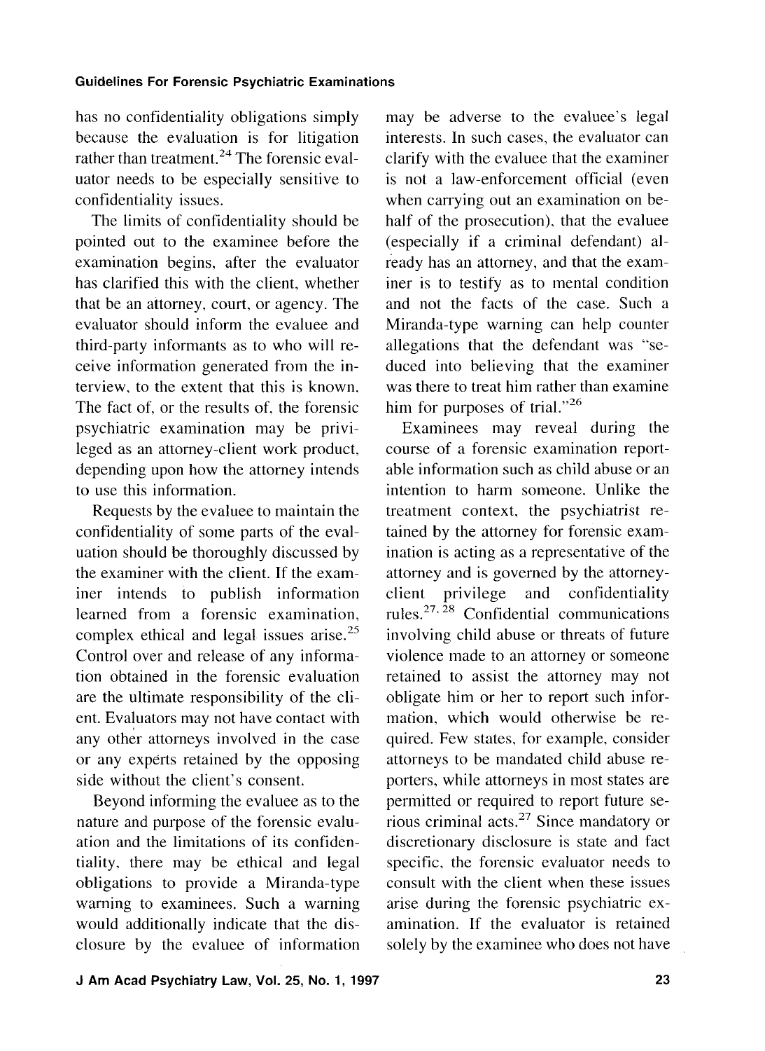has no confidentiality obligations simply because the evaluation is for litigation rather than treatment.[24] The forensic evaluator needs to be especially sensitive to confidentiality issues.

The limits of confidentiality should be pointed out to the examinee before the examination begins, after the evaluator has clarified this with the client, whether that be an attorney, court, or agency. The evaluator should inform the evaluee and third-party informants as to who will receive information generated from the interview, to the extent that this is known. The fact of, or the results of, the forensic psychiatric examination may be privileged as an attorney-client work product, depending upon how the attorney intends to use this information.

Requests by the evaluee to maintain the confidentiality of some parts of the evaluation should be thoroughly discussed by the examiner with the client. If the examiner intends to publish information learned from a forensic examination, complex ethical and legal issues arise.[25] Control over and release of any information obtained in the forensic evaluation are the ultimate responsibility of the client. Evaluators may not have contact with any other attorneys involved in the case or any experts retained by the opposing side without the client's consent.

Beyond informing the evaluee as to the nature and purpose of the forensic evaluation and the limitations of its confidentiality, there may be ethical and legal obligations to provide a Miranda-type warning to examinees. Such a warning would additionally indicate that the disclosure by the evaluee of information may be adverse to the evaluee's legal interests. In such cases, the evaluator can clarify with the evaluee that the examiner is not a law-enforcement official (even when carrying out an examination on behalf of the prosecution), that the evaluee (especially if a criminal defendant) already has an attorney, and that the examiner is to testify as to mental condition and not the facts of the case. Such a Miranda-type warning can help counter allegations that the defendant was "seduced into believing that the examiner was there to treat him rather than examine him for purposes of trial."[26]

Examinees may reveal during the course of a forensic examination reportable information such as child abuse or an intention to harm someone. Unlike the treatment context, the psychiatrist retained by the attorney for forensic examination is acting as a representative of the attorney and is governed by the attorney-client privilege and confidentiality rules.[27, 28] Confidential communications involving child abuse or threats of future violence made to an attorney or someone retained to assist the attorney may not obligate him or her to report such information, which would otherwise be required. Few states, for example, consider attorneys to be mandated child abuse reporters, while attorneys in most states are permitted or required to report future serious criminal acts.[27] Since mandatory or discretionary disclosure is state and fact specific, the forensic evaluator needs to consult with the client when these issues arise during the forensic psychiatric examination. If the evaluator is retained solely by the examinee who does not have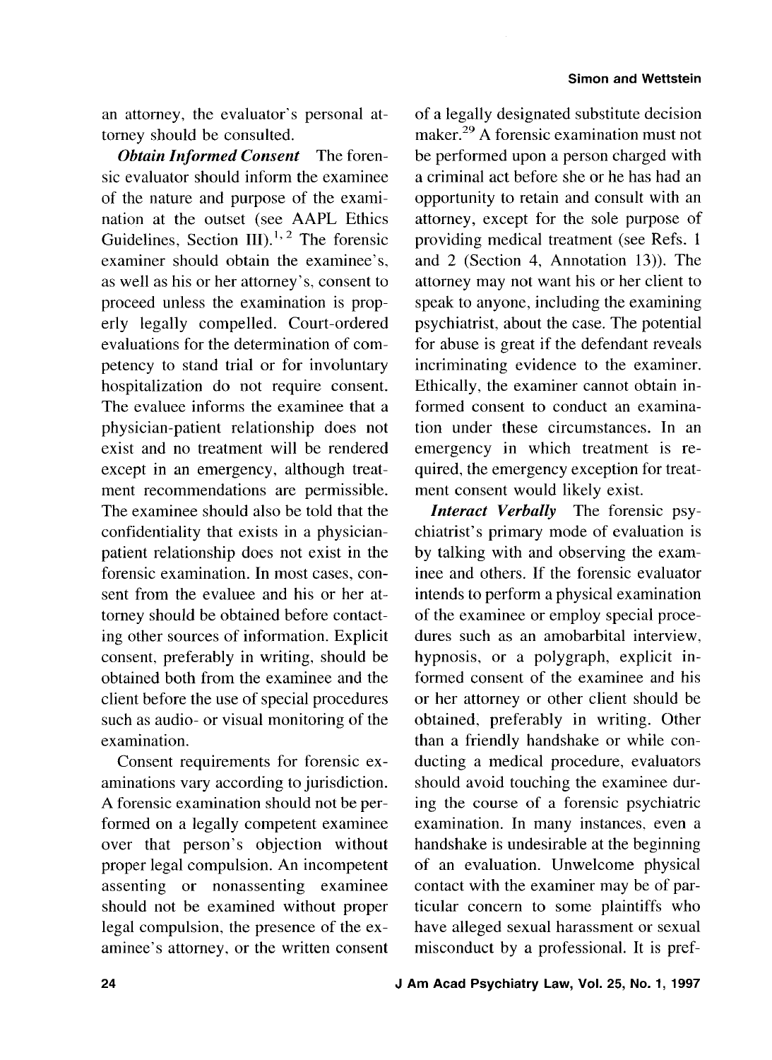an attorney, the evaluator's personal attorney should be consulted.

***Obtain Informed Consent*** The forensic evaluator should inform the examinee of the nature and purpose of the examination at the outset (see AAPL Ethics Guidelines, Section III).[1,2] The forensic examiner should obtain the examinee's, as well as his or her attorney's, consent to proceed unless the examination is properly legally compelled. Court-ordered evaluations for the determination of competency to stand trial or for involuntary hospitalization do not require consent. The evaluee informs the examinee that a physician-patient relationship does not exist and no treatment will be rendered except in an emergency, although treatment recommendations are permissible. The examinee should also be told that the confidentiality that exists in a physician-patient relationship does not exist in the forensic examination. In most cases, consent from the evaluee and his or her attorney should be obtained before contacting other sources of information. Explicit consent, preferably in writing, should be obtained both from the examinee and the client before the use of special procedures such as audio- or visual monitoring of the examination.

Consent requirements for forensic examinations vary according to jurisdiction. A forensic examination should not be performed on a legally competent examinee over that person's objection without proper legal compulsion. An incompetent assenting or nonassenting examinee should not be examined without proper legal compulsion, the presence of the examinee's attorney, or the written consent of a legally designated substitute decision maker.[29] A forensic examination must not be performed upon a person charged with a criminal act before she or he has had an opportunity to retain and consult with an attorney, except for the sole purpose of providing medical treatment (see Refs. 1 and 2 (Section 4, Annotation 13)). The attorney may not want his or her client to speak to anyone, including the examining psychiatrist, about the case. The potential for abuse is great if the defendant reveals incriminating evidence to the examiner. Ethically, the examiner cannot obtain informed consent to conduct an examination under these circumstances. In an emergency in which treatment is required, the emergency exception for treatment consent would likely exist.

***Interact Verbally*** The forensic psychiatrist's primary mode of evaluation is by talking with and observing the examinee and others. If the forensic evaluator intends to perform a physical examination of the examinee or employ special procedures such as an amobarbital interview, hypnosis, or a polygraph, explicit informed consent of the examinee and his or her attorney or other client should be obtained, preferably in writing. Other than a friendly handshake or while conducting a medical procedure, evaluators should avoid touching the examinee during the course of a forensic psychiatric examination. In many instances, even a handshake is undesirable at the beginning of an evaluation. Unwelcome physical contact with the examiner may be of particular concern to some plaintiffs who have alleged sexual harassment or sexual misconduct by a professional. It is pref-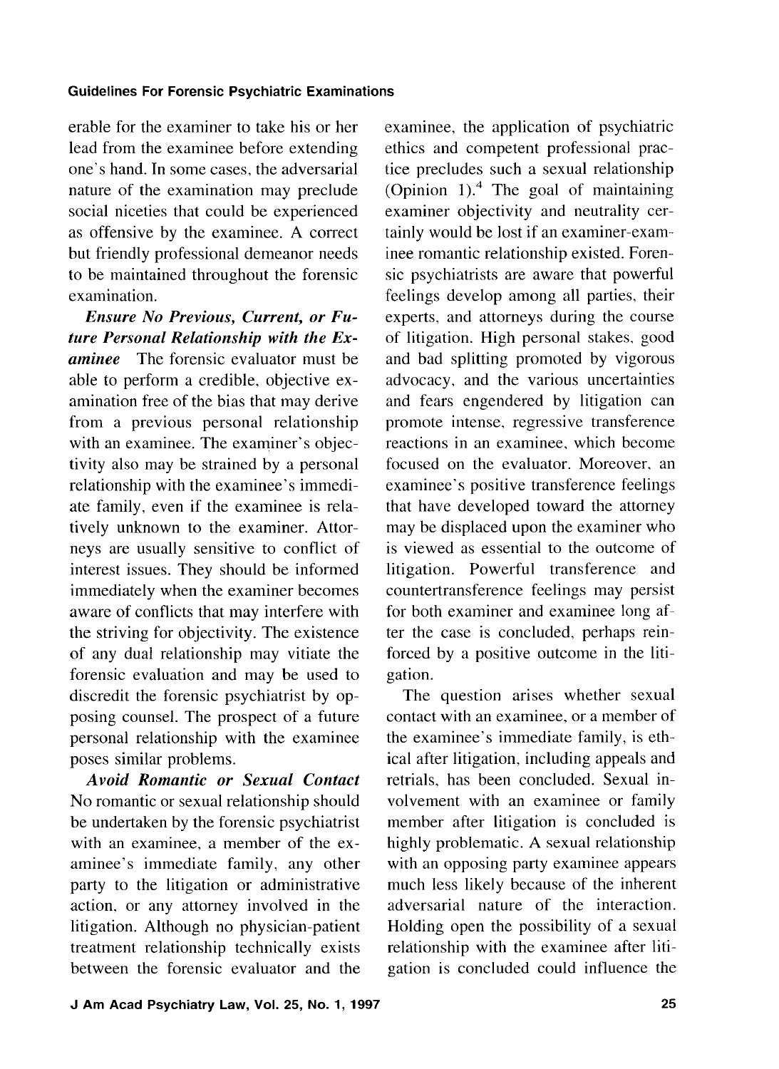erable for the examiner to take his or her lead from the examinee before extending one's hand. In some cases, the adversarial nature of the examination may preclude social niceties that could be experienced as offensive by the examinee. A correct but friendly professional demeanor needs to be maintained throughout the forensic examination.

***Ensure No Previous, Current, or Future Personal Relationship with the Examinee*** The forensic evaluator must be able to perform a credible, objective examination free of the bias that may derive from a previous personal relationship with an examinee. The examiner's objectivity also may be strained by a personal relationship with the examinee's immediate family, even if the examinee is relatively unknown to the examiner. Attorneys are usually sensitive to conflict of interest issues. They should be informed immediately when the examiner becomes aware of conflicts that may interfere with the striving for objectivity. The existence of any dual relationship may vitiate the forensic evaluation and may be used to discredit the forensic psychiatrist by opposing counsel. The prospect of a future personal relationship with the examinee poses similar problems.

***Avoid Romantic or Sexual Contact*** No romantic or sexual relationship should be undertaken by the forensic psychiatrist with an examinee, a member of the examinee's immediate family, any other party to the litigation or administrative action, or any attorney involved in the litigation. Although no physician-patient treatment relationship technically exists between the forensic evaluator and the examinee, the application of psychiatric ethics and competent professional practice precludes such a sexual relationship (Opinion 1).[4] The goal of maintaining examiner objectivity and neutrality certainly would be lost if an examiner-examinee romantic relationship existed. Forensic psychiatrists are aware that powerful feelings develop among all parties, their experts, and attorneys during the course of litigation. High personal stakes, good and bad splitting promoted by vigorous advocacy, and the various uncertainties and fears engendered by litigation can promote intense, regressive transference reactions in an examinee, which become focused on the evaluator. Moreover, an examinee's positive transference feelings that have developed toward the attorney may be displaced upon the examiner who is viewed as essential to the outcome of litigation. Powerful transference and countertransference feelings may persist for both examiner and examinee long after the case is concluded, perhaps reinforced by a positive outcome in the litigation.

The question arises whether sexual contact with an examinee, or a member of the examinee's immediate family, is ethical after litigation, including appeals and retrials, has been concluded. Sexual involvement with an examinee or family member after litigation is concluded is highly problematic. A sexual relationship with an opposing party examinee appears much less likely because of the inherent adversarial nature of the interaction. Holding open the possibility of a sexual relationship with the examinee after litigation is concluded could influence the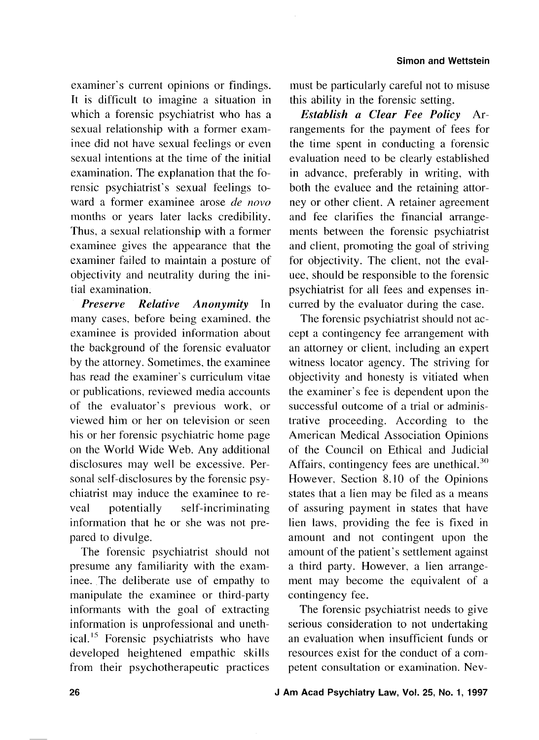examiner's current opinions or findings. It is difficult to imagine a situation in which a forensic psychiatrist who has a sexual relationship with a former examinee did not have sexual feelings or even sexual intentions at the time of the initial examination. The explanation that the forensic psychiatrist's sexual feelings toward a former examinee arose *de novo* months or years later lacks credibility. Thus, a sexual relationship with a former examinee gives the appearance that the examiner failed to maintain a posture of objectivity and neutrality during the initial examination.

***Preserve Relative Anonymity*** In many cases, before being examined, the examinee is provided information about the background of the forensic evaluator by the attorney. Sometimes, the examinee has read the examiner's curriculum vitae or publications, reviewed media accounts of the evaluator's previous work, or viewed him or her on television or seen his or her forensic psychiatric home page on the World Wide Web. Any additional disclosures may well be excessive. Personal self-disclosures by the forensic psychiatrist may induce the examinee to reveal potentially self-incriminating information that he or she was not prepared to divulge.

The forensic psychiatrist should not presume any familiarity with the examinee. The deliberate use of empathy to manipulate the examinee or third-party informants with the goal of extracting information is unprofessional and unethical.[15] Forensic psychiatrists who have developed heightened empathic skills from their psychotherapeutic practices must be particularly careful not to misuse this ability in the forensic setting.

***Establish a Clear Fee Policy*** Arrangements for the payment of fees for the time spent in conducting a forensic evaluation need to be clearly established in advance, preferably in writing, with both the evaluee and the retaining attorney or other client. A retainer agreement and fee clarifies the financial arrangements between the forensic psychiatrist and client, promoting the goal of striving for objectivity. The client, not the evaluee, should be responsible to the forensic psychiatrist for all fees and expenses incurred by the evaluator during the case.

The forensic psychiatrist should not accept a contingency fee arrangement with an attorney or client, including an expert witness locator agency. The striving for objectivity and honesty is vitiated when the examiner's fee is dependent upon the successful outcome of a trial or administrative proceeding. According to the American Medical Association Opinions of the Council on Ethical and Judicial Affairs, contingency fees are unethical.[30] However, Section 8.10 of the Opinions states that a lien may be filed as a means of assuring payment in states that have lien laws, providing the fee is fixed in amount and not contingent upon the amount of the patient's settlement against a third party. However, a lien arrangement may become the equivalent of a contingency fee.

The forensic psychiatrist needs to give serious consideration to not undertaking an evaluation when insufficient funds or resources exist for the conduct of a competent consultation or examination. Nev-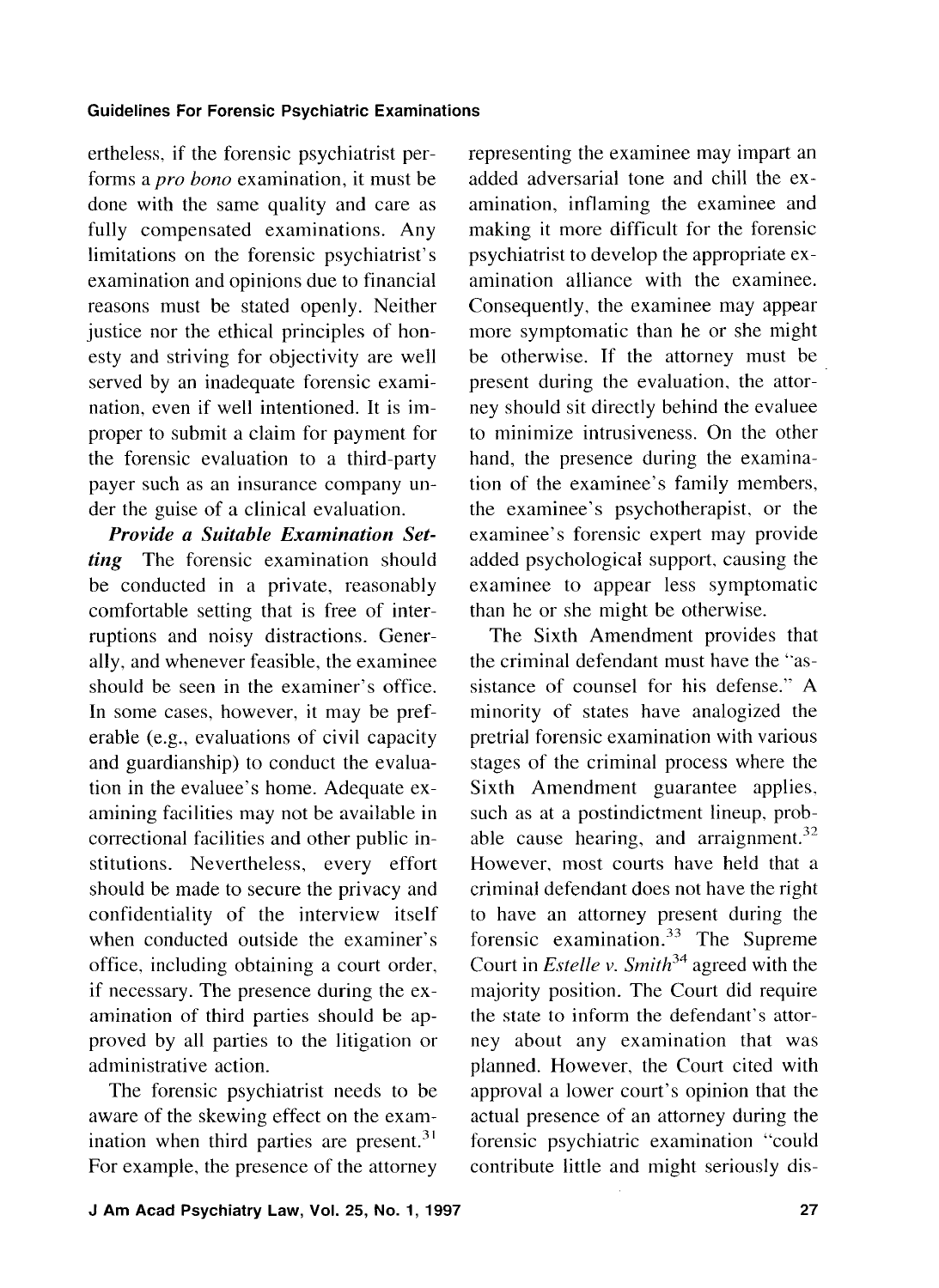ertheless, if the forensic psychiatrist performs a *pro bono* examination, it must be done with the same quality and care as fully compensated examinations. Any limitations on the forensic psychiatrist's examination and opinions due to financial reasons must be stated openly. Neither justice nor the ethical principles of honesty and striving for objectivity are well served by an inadequate forensic examination, even if well intentioned. It is improper to submit a claim for payment for the forensic evaluation to a third-party payer such as an insurance company under the guise of a clinical evaluation.

***Provide a Suitable Examination Setting*** The forensic examination should be conducted in a private, reasonably comfortable setting that is free of interruptions and noisy distractions. Generally, and whenever feasible, the examinee should be seen in the examiner's office. In some cases, however, it may be preferable (e.g., evaluations of civil capacity and guardianship) to conduct the evaluation in the evaluee's home. Adequate examining facilities may not be available in correctional facilities and other public institutions. Nevertheless, every effort should be made to secure the privacy and confidentiality of the interview itself when conducted outside the examiner's office, including obtaining a court order, if necessary. The presence during the examination of third parties should be approved by all parties to the litigation or administrative action.

The forensic psychiatrist needs to be aware of the skewing effect on the examination when third parties are present.[31] For example, the presence of the attorney representing the examinee may impart an added adversarial tone and chill the examination, inflaming the examinee and making it more difficult for the forensic psychiatrist to develop the appropriate examination alliance with the examinee. Consequently, the examinee may appear more symptomatic than he or she might be otherwise. If the attorney must be present during the evaluation, the attorney should sit directly behind the evaluee to minimize intrusiveness. On the other hand, the presence during the examination of the examinee's family members, the examinee's psychotherapist, or the examinee's forensic expert may provide added psychological support, causing the examinee to appear less symptomatic than he or she might be otherwise.

The Sixth Amendment provides that the criminal defendant must have the "assistance of counsel for his defense." A minority of states have analogized the pretrial forensic examination with various stages of the criminal process where the Sixth Amendment guarantee applies, such as at a postindictment lineup, probable cause hearing, and arraignment.[32] However, most courts have held that a criminal defendant does not have the right to have an attorney present during the forensic examination.[33] The Supreme Court in *Estelle v. Smith*[34] agreed with the majority position. The Court did require the state to inform the defendant's attorney about any examination that was planned. However, the Court cited with approval a lower court's opinion that the actual presence of an attorney during the forensic psychiatric examination "could contribute little and might seriously dis-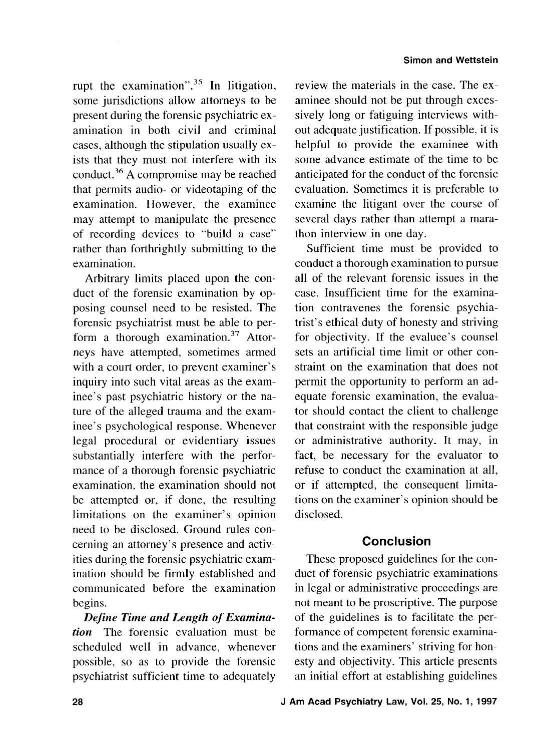rupt the examination".[35] In litigation, some jurisdictions allow attorneys to be present during the forensic psychiatric examination in both civil and criminal cases, although the stipulation usually exists that they must not interfere with its conduct.[36] A compromise may be reached that permits audio- or videotaping of the examination. However, the examinee may attempt to manipulate the presence of recording devices to "build a case" rather than forthrightly submitting to the examination.

Arbitrary limits placed upon the conduct of the forensic examination by opposing counsel need to be resisted. The forensic psychiatrist must be able to perform a thorough examination.[37] Attorneys have attempted, sometimes armed with a court order, to prevent examiner's inquiry into such vital areas as the examinee's past psychiatric history or the nature of the alleged trauma and the examinee's psychological response. Whenever legal procedural or evidentiary issues substantially interfere with the performance of a thorough forensic psychiatric examination, the examination should not be attempted or, if done, the resulting limitations on the examiner's opinion need to be disclosed. Ground rules concerning an attorney's presence and activities during the forensic psychiatric examination should be firmly established and communicated before the examination begins.

***Define Time and Length of Examination*** The forensic evaluation must be scheduled well in advance, whenever possible, so as to provide the forensic psychiatrist sufficient time to adequately review the materials in the case. The examinee should not be put through excessively long or fatiguing interviews without adequate justification. If possible, it is helpful to provide the examinee with some advance estimate of the time to be anticipated for the conduct of the forensic evaluation. Sometimes it is preferable to examine the litigant over the course of several days rather than attempt a marathon interview in one day.

Sufficient time must be provided to conduct a thorough examination to pursue all of the relevant forensic issues in the case. Insufficient time for the examination contravenes the forensic psychiatrist's ethical duty of honesty and striving for objectivity. If the evaluee's counsel sets an artificial time limit or other constraint on the examination that does not permit the opportunity to perform an adequate forensic examination, the evaluator should contact the client to challenge that constraint with the responsible judge or administrative authority. It may, in fact, be necessary for the evaluator to refuse to conduct the examination at all, or if attempted, the consequent limitations on the examiner's opinion should be disclosed.

## Conclusion

These proposed guidelines for the conduct of forensic psychiatric examinations in legal or administrative proceedings are not meant to be proscriptive. The purpose of the guidelines is to facilitate the performance of competent forensic examinations and the examiners' striving for honesty and objectivity. This article presents an initial effort at establishing guidelines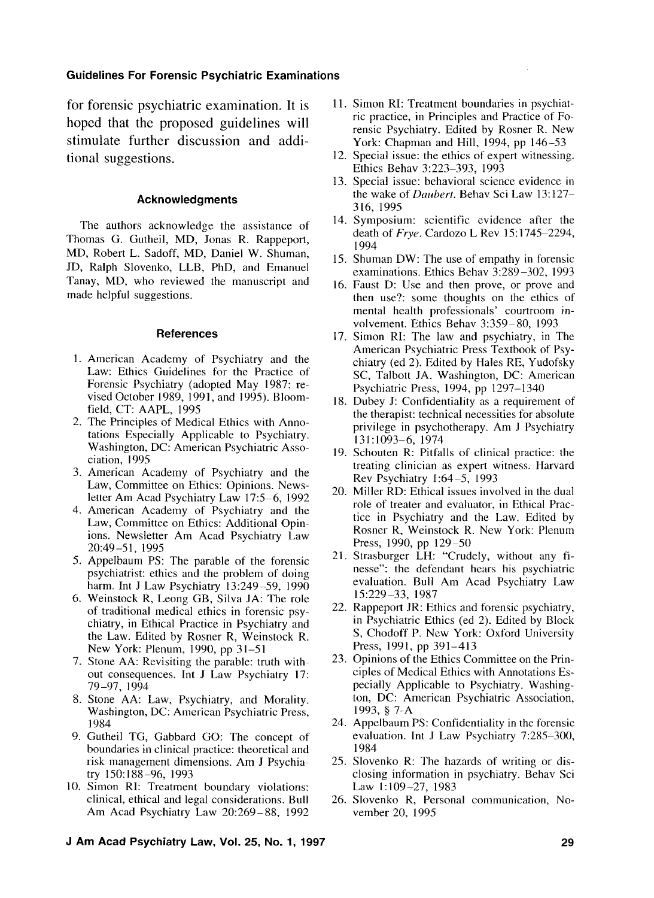for forensic psychiatric examination. It is hoped that the proposed guidelines will stimulate further discussion and additional suggestions.

### Acknowledgments

The authors acknowledge the assistance of Thomas G. Gutheil, MD, Jonas R. Rappeport, MD, Robert L. Sadoff, MD, Daniel W. Shuman, JD, Ralph Slovenko, LLB, PhD, and Emanuel Tanay, MD, who reviewed the manuscript and made helpful suggestions.

### References

1. American Academy of Psychiatry and the Law: Ethics Guidelines for the Practice of Forensic Psychiatry (adopted May 1987; revised October 1989, 1991, and 1995). Bloomfield, CT: AAPL, 1995
2. The Principles of Medical Ethics with Annotations Especially Applicable to Psychiatry. Washington, DC: American Psychiatric Association, 1995
3. American Academy of Psychiatry and the Law, Committee on Ethics: Opinions. Newsletter Am Acad Psychiatry Law 17:5–6, 1992
4. American Academy of Psychiatry and the Law, Committee on Ethics: Additional Opinions. Newsletter Am Acad Psychiatry Law 20:49–51, 1995
5. Appelbaum PS: The parable of the forensic psychiatrist: ethics and the problem of doing harm. Int J Law Psychiatry 13:249–59, 1990
6. Weinstock R, Leong GB, Silva JA: The role of traditional medical ethics in forensic psychiatry, in Ethical Practice in Psychiatry and the Law. Edited by Rosner R, Weinstock R. New York: Plenum, 1990, pp 31–51
7. Stone AA: Revisiting the parable: truth without consequences. Int J Law Psychiatry 17: 79–97, 1994
8. Stone AA: Law, Psychiatry, and Morality. Washington, DC: American Psychiatric Press, 1984
9. Gutheil TG, Gabbard GO: The concept of boundaries in clinical practice: theoretical and risk management dimensions. Am J Psychiatry 150:188–96, 1993
10. Simon RI: Treatment boundary violations: clinical, ethical and legal considerations. Bull Am Acad Psychiatry Law 20:269–88, 1992
11. Simon RI: Treatment boundaries in psychiatric practice, in Principles and Practice of Forensic Psychiatry. Edited by Rosner R. New York: Chapman and Hill, 1994, pp 146–53
12. Special issue: the ethics of expert witnessing. Ethics Behav 3:223–393, 1993
13. Special issue: behavioral science evidence in the wake of *Daubert*. Behav Sci Law 13:127–316, 1995
14. Symposium: scientific evidence after the death of *Frye*. Cardozo L Rev 15:1745–2294, 1994
15. Shuman DW: The use of empathy in forensic examinations. Ethics Behav 3:289–302, 1993
16. Faust D: Use and then prove, or prove and then use?: some thoughts on the ethics of mental health professionals' courtroom involvement. Ethics Behav 3:359–80, 1993
17. Simon RI: The law and psychiatry, in The American Psychiatric Press Textbook of Psychiatry (ed 2). Edited by Hales RE, Yudofsky SC, Talbott JA. Washington, DC: American Psychiatric Press, 1994, pp 1297–1340
18. Dubey J: Confidentiality as a requirement of the therapist: technical necessities for absolute privilege in psychotherapy. Am J Psychiatry 131:1093–6, 1974
19. Schouten R: Pitfalls of clinical practice: the treating clinician as expert witness. Harvard Rev Psychiatry 1:64–5, 1993
20. Miller RD: Ethical issues involved in the dual role of treater and evaluator, in Ethical Practice in Psychiatry and the Law. Edited by Rosner R, Weinstock R. New York: Plenum Press, 1990, pp 129–50
21. Strasburger LH: "Crudely, without any finesse": the defendant hears his psychiatric evaluation. Bull Am Acad Psychiatry Law 15:229–33, 1987
22. Rappeport JR: Ethics and forensic psychiatry, in Psychiatric Ethics (ed 2). Edited by Block S, Chodoff P. New York: Oxford University Press, 1991, pp 391–413
23. Opinions of the Ethics Committee on the Principles of Medical Ethics with Annotations Especially Applicable to Psychiatry. Washington, DC: American Psychiatric Association, 1993, § 7-A
24. Appelbaum PS: Confidentiality in the forensic evaluation. Int J Law Psychiatry 7:285–300, 1984
25. Slovenko R: The hazards of writing or disclosing information in psychiatry. Behav Sci Law 1:109–27, 1983
26. Slovenko R, Personal communication, November 20, 1995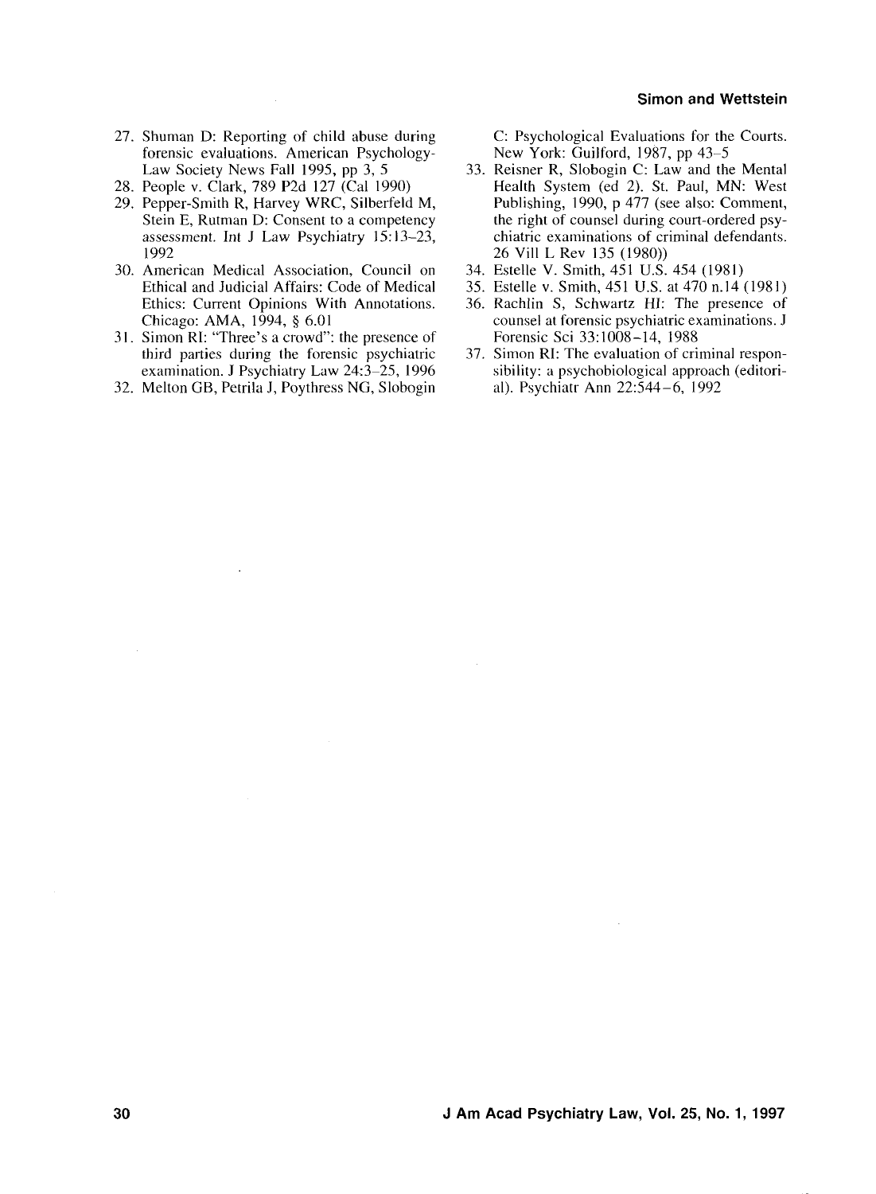27. Shuman D: Reporting of child abuse during forensic evaluations. American Psychology-Law Society News Fall 1995, pp 3, 5
28. People v. Clark, 789 P2d 127 (Cal 1990)
29. Pepper-Smith R, Harvey WRC, Silberfeld M, Stein E, Rutman D: Consent to a competency assessment. Int J Law Psychiatry 15:13–23, 1992
30. American Medical Association, Council on Ethical and Judicial Affairs: Code of Medical Ethics: Current Opinions With Annotations. Chicago: AMA, 1994, § 6.01
31. Simon RI: "Three's a crowd": the presence of third parties during the forensic psychiatric examination. J Psychiatry Law 24:3–25, 1996
32. Melton GB, Petrila J, Poythress NG, Slobogin C: Psychological Evaluations for the Courts. New York: Guilford, 1987, pp 43–5
33. Reisner R, Slobogin C: Law and the Mental Health System (ed 2). St. Paul, MN: West Publishing, 1990, p 477 (see also: Comment, the right of counsel during court-ordered psychiatric examinations of criminal defendants. 26 Vill L Rev 135 (1980))
34. Estelle V. Smith, 451 U.S. 454 (1981)
35. Estelle v. Smith, 451 U.S. at 470 n.14 (1981)
36. Rachlin S, Schwartz HI: The presence of counsel at forensic psychiatric examinations. J Forensic Sci 33:1008–14, 1988
37. Simon RI: The evaluation of criminal responsibility: a psychobiological approach (editorial). Psychiatr Ann 22:544–6, 1992